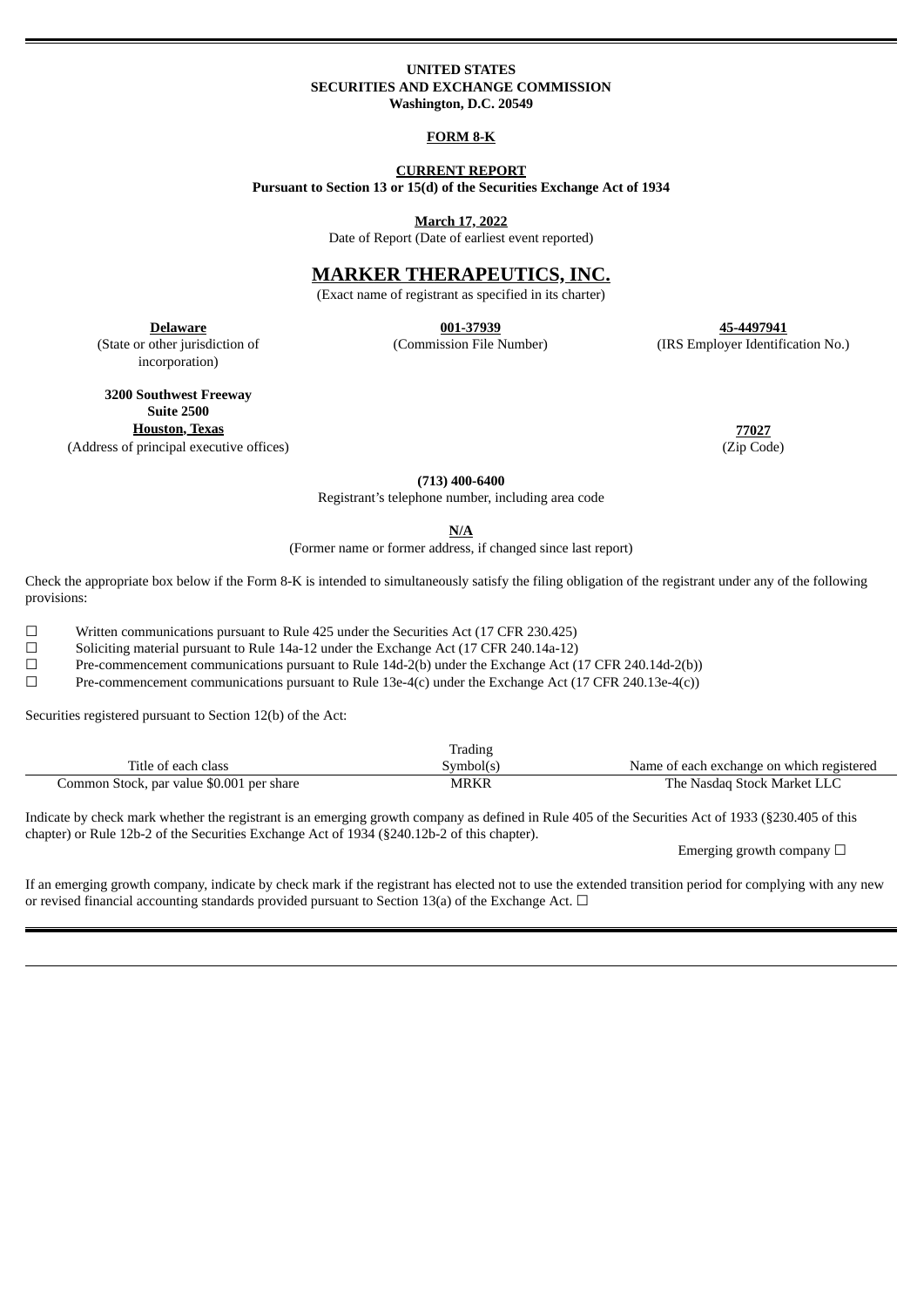**UNITED STATES**
**SECURITIES AND EXCHANGE COMMISSION**
**Washington, D.C. 20549**

**FORM 8-K**

**CURRENT REPORT**
**Pursuant to Section 13 or 15(d) of the Securities Exchange Act of 1934**

**March 17, 2022**
Date of Report (Date of earliest event reported)

# MARKER THERAPEUTICS, INC.

(Exact name of registrant as specified in its charter)

| **Delaware** | **001-37939** | **45-4497941** |
|---|---|---|
| (State or other jurisdiction of incorporation) | (Commission File Number) | (IRS Employer Identification No.) |

| **3200 Southwest Freeway Suite 2500 Houston, Texas** | **77027** |
|---|---|
| (Address of principal executive offices) | (Zip Code) |

**(713) 400-6400**
Registrant's telephone number, including area code

**N/A**
(Former name or former address, if changed since last report)

Check the appropriate box below if the Form 8-K is intended to simultaneously satisfy the filing obligation of the registrant under any of the following provisions:

☐ Written communications pursuant to Rule 425 under the Securities Act (17 CFR 230.425)
☐ Soliciting material pursuant to Rule 14a-12 under the Exchange Act (17 CFR 240.14a-12)
☐ Pre-commencement communications pursuant to Rule 14d-2(b) under the Exchange Act (17 CFR 240.14d-2(b))
☐ Pre-commencement communications pursuant to Rule 13e-4(c) under the Exchange Act (17 CFR 240.13e-4(c))

Securities registered pursuant to Section 12(b) of the Act:

| Title of each class | Trading Symbol(s) | Name of each exchange on which registered |
|---|---|---|
| Common Stock, par value $0.001 per share | MRKR | The Nasdaq Stock Market LLC |

Indicate by check mark whether the registrant is an emerging growth company as defined in Rule 405 of the Securities Act of 1933 (§230.405 of this chapter) or Rule 12b-2 of the Securities Exchange Act of 1934 (§240.12b-2 of this chapter).

Emerging growth company ☐

If an emerging growth company, indicate by check mark if the registrant has elected not to use the extended transition period for complying with any new or revised financial accounting standards provided pursuant to Section 13(a) of the Exchange Act. ☐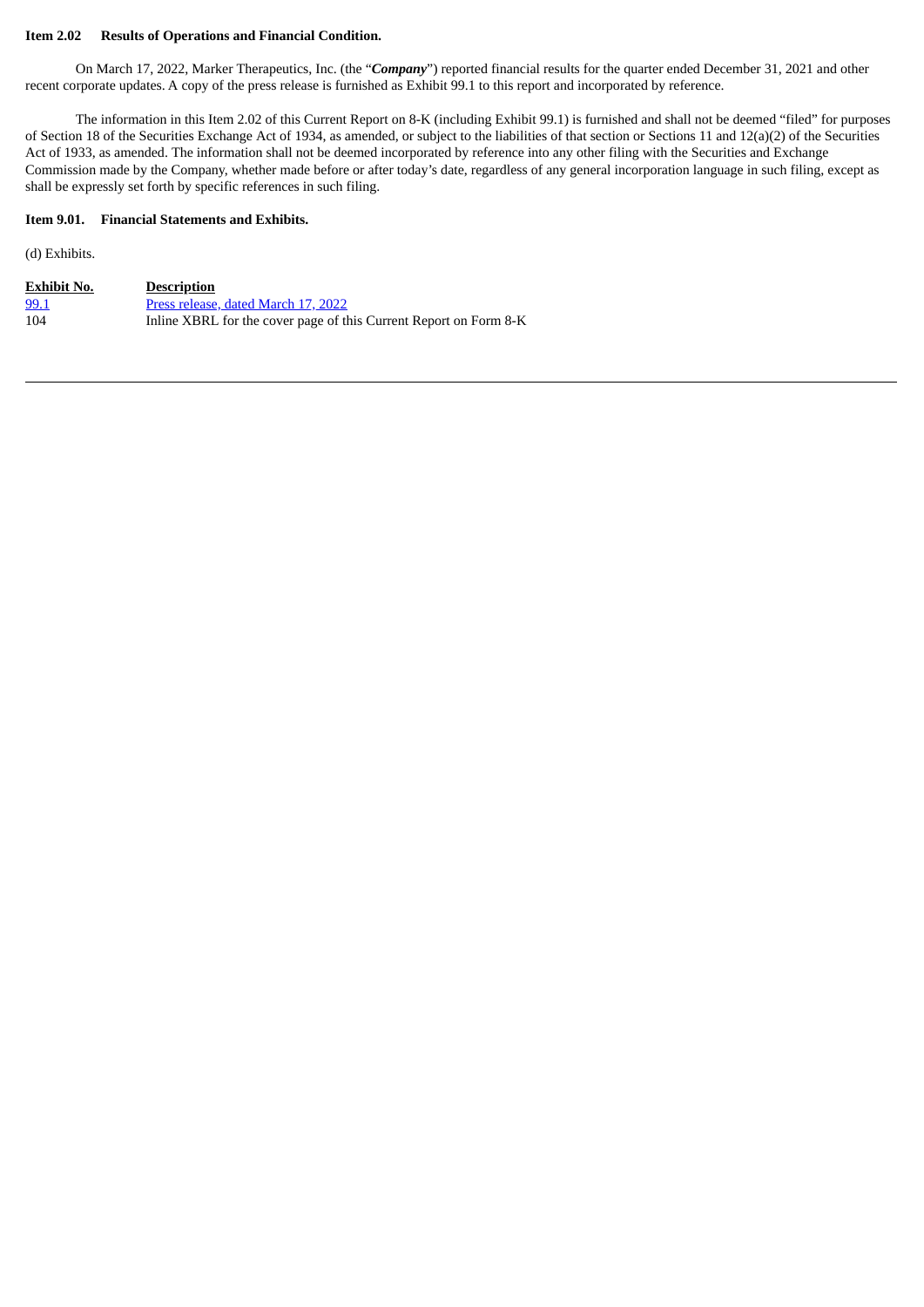**Item 2.02 Results of Operations and Financial Condition.**

On March 17, 2022, Marker Therapeutics, Inc. (the "***Company***") reported financial results for the quarter ended December 31, 2021 and other recent corporate updates. A copy of the press release is furnished as Exhibit 99.1 to this report and incorporated by reference.

The information in this Item 2.02 of this Current Report on 8-K (including Exhibit 99.1) is furnished and shall not be deemed "filed" for purposes of Section 18 of the Securities Exchange Act of 1934, as amended, or subject to the liabilities of that section or Sections 11 and 12(a)(2) of the Securities Act of 1933, as amended. The information shall not be deemed incorporated by reference into any other filing with the Securities and Exchange Commission made by the Company, whether made before or after today's date, regardless of any general incorporation language in such filing, except as shall be expressly set forth by specific references in such filing.

**Item 9.01. Financial Statements and Exhibits.**

(d) Exhibits.

| Exhibit No. | Description |
| --- | --- |
| 99.1 | Press release, dated March 17, 2022 |
| 104 | Inline XBRL for the cover page of this Current Report on Form 8-K |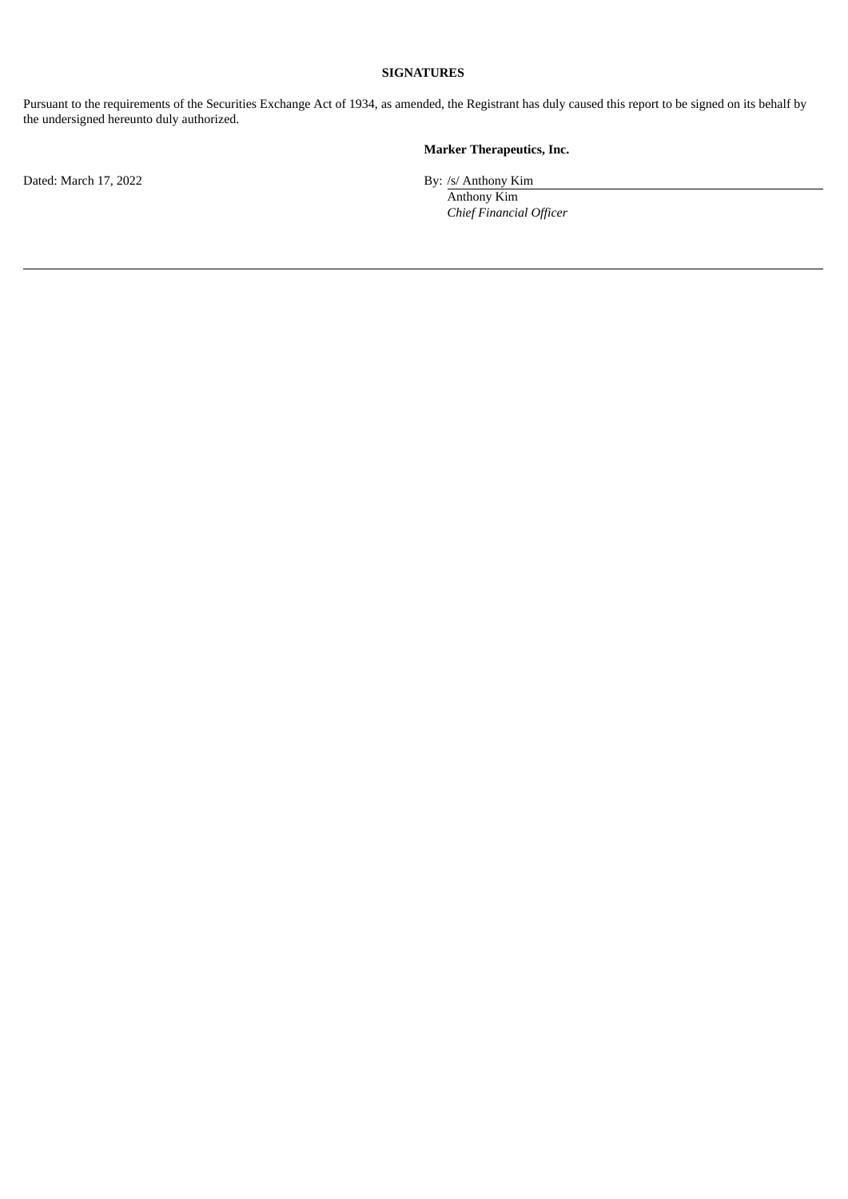**SIGNATURES**

Pursuant to the requirements of the Securities Exchange Act of 1934, as amended, the Registrant has duly caused this report to be signed on its behalf by the undersigned hereunto duly authorized.

**Marker Therapeutics, Inc.**

Dated: March 17, 2022

By: /s/ Anthony Kim
Anthony Kim
*Chief Financial Officer*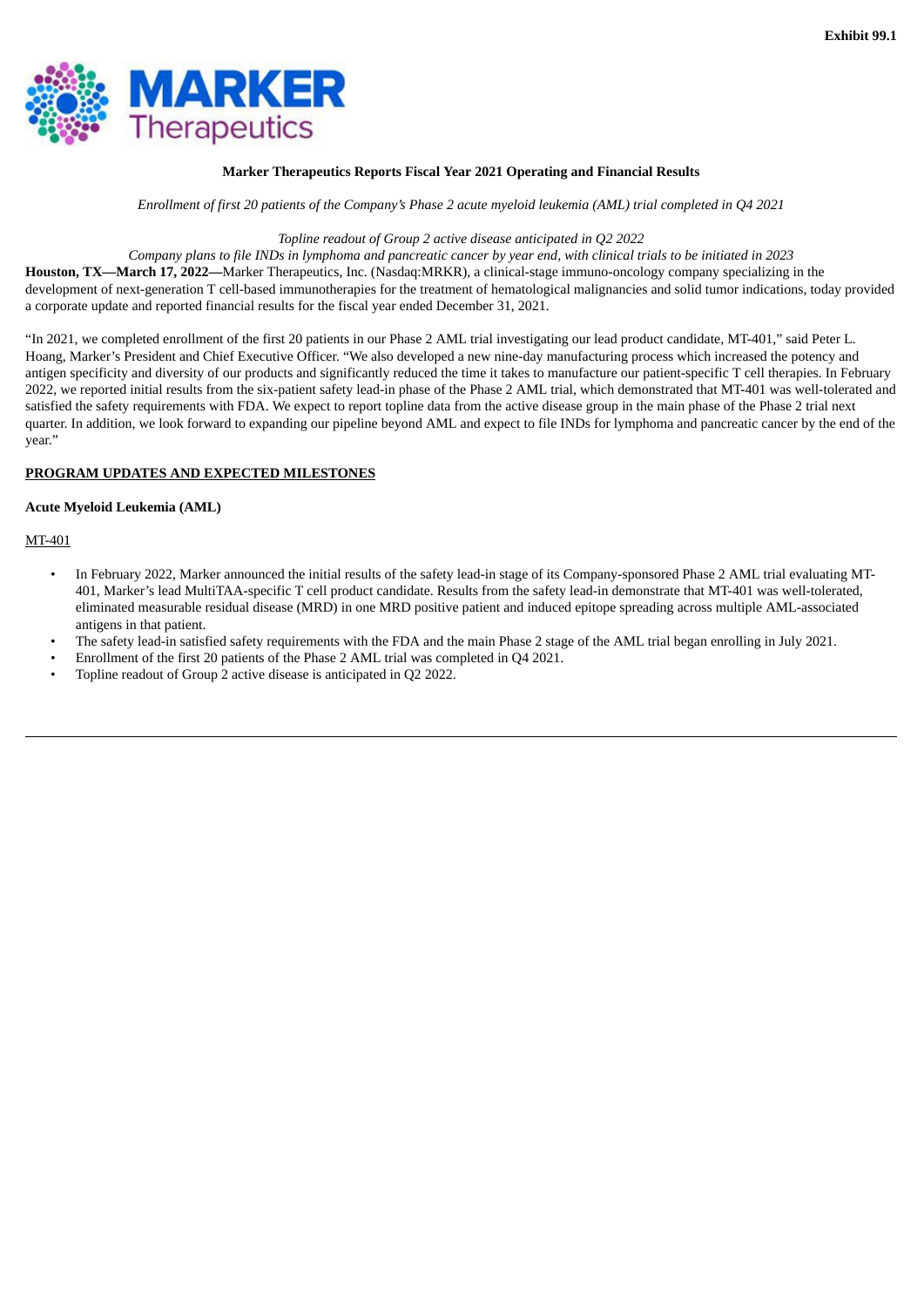Exhibit 99.1

**Marker Therapeutics Reports Fiscal Year 2021 Operating and Financial Results**

*Enrollment of first 20 patients of the Company's Phase 2 acute myeloid leukemia (AML) trial completed in Q4 2021*

*Topline readout of Group 2 active disease anticipated in Q2 2022*

*Company plans to file INDs in lymphoma and pancreatic cancer by year end, with clinical trials to be initiated in 2023*

**Houston, TX—March 17, 2022—**Marker Therapeutics, Inc. (Nasdaq:MRKR), a clinical-stage immuno-oncology company specializing in the development of next-generation T cell-based immunotherapies for the treatment of hematological malignancies and solid tumor indications, today provided a corporate update and reported financial results for the fiscal year ended December 31, 2021.

"In 2021, we completed enrollment of the first 20 patients in our Phase 2 AML trial investigating our lead product candidate, MT-401," said Peter L. Hoang, Marker's President and Chief Executive Officer. "We also developed a new nine-day manufacturing process which increased the potency and antigen specificity and diversity of our products and significantly reduced the time it takes to manufacture our patient-specific T cell therapies. In February 2022, we reported initial results from the six-patient safety lead-in phase of the Phase 2 AML trial, which demonstrated that MT-401 was well-tolerated and satisfied the safety requirements with FDA. We expect to report topline data from the active disease group in the main phase of the Phase 2 trial next quarter. In addition, we look forward to expanding our pipeline beyond AML and expect to file INDs for lymphoma and pancreatic cancer by the end of the year."

**PROGRAM UPDATES AND EXPECTED MILESTONES**

**Acute Myeloid Leukemia (AML)**

MT-401

- In February 2022, Marker announced the initial results of the safety lead-in stage of its Company-sponsored Phase 2 AML trial evaluating MT-401, Marker's lead MultiTAA-specific T cell product candidate. Results from the safety lead-in demonstrate that MT-401 was well-tolerated, eliminated measurable residual disease (MRD) in one MRD positive patient and induced epitope spreading across multiple AML-associated antigens in that patient.
- The safety lead-in satisfied safety requirements with the FDA and the main Phase 2 stage of the AML trial began enrolling in July 2021.
- Enrollment of the first 20 patients of the Phase 2 AML trial was completed in Q4 2021.
- Topline readout of Group 2 active disease is anticipated in Q2 2022.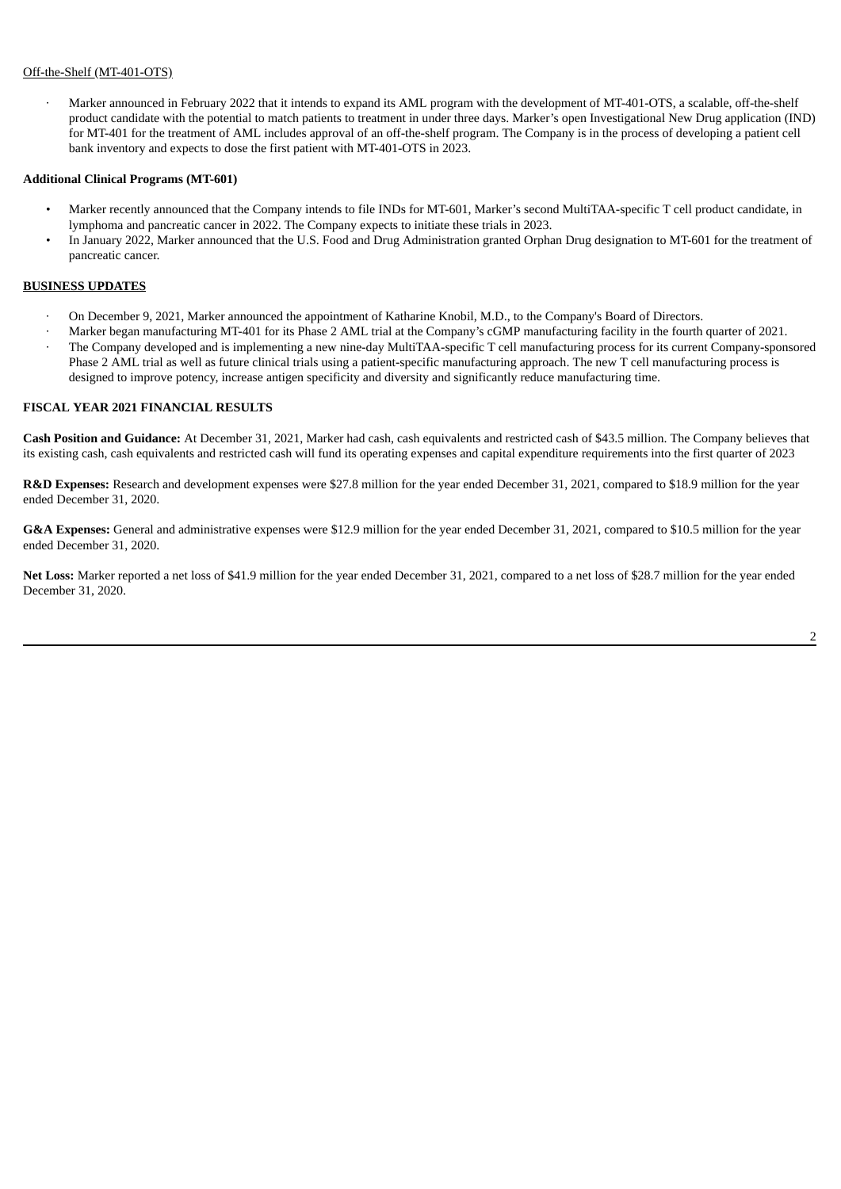Off-the-Shelf (MT-401-OTS)

- Marker announced in February 2022 that it intends to expand its AML program with the development of MT-401-OTS, a scalable, off-the-shelf product candidate with the potential to match patients to treatment in under three days. Marker's open Investigational New Drug application (IND) for MT-401 for the treatment of AML includes approval of an off-the-shelf program. The Company is in the process of developing a patient cell bank inventory and expects to dose the first patient with MT-401-OTS in 2023.

**Additional Clinical Programs (MT-601)**

- Marker recently announced that the Company intends to file INDs for MT-601, Marker's second MultiTAA-specific T cell product candidate, in lymphoma and pancreatic cancer in 2022. The Company expects to initiate these trials in 2023.
- In January 2022, Marker announced that the U.S. Food and Drug Administration granted Orphan Drug designation to MT-601 for the treatment of pancreatic cancer.

**BUSINESS UPDATES**

- On December 9, 2021, Marker announced the appointment of Katharine Knobil, M.D., to the Company's Board of Directors.
- Marker began manufacturing MT-401 for its Phase 2 AML trial at the Company's cGMP manufacturing facility in the fourth quarter of 2021.
- The Company developed and is implementing a new nine-day MultiTAA-specific T cell manufacturing process for its current Company-sponsored Phase 2 AML trial as well as future clinical trials using a patient-specific manufacturing approach. The new T cell manufacturing process is designed to improve potency, increase antigen specificity and diversity and significantly reduce manufacturing time.

**FISCAL YEAR 2021 FINANCIAL RESULTS**

**Cash Position and Guidance:** At December 31, 2021, Marker had cash, cash equivalents and restricted cash of $43.5 million. The Company believes that its existing cash, cash equivalents and restricted cash will fund its operating expenses and capital expenditure requirements into the first quarter of 2023

**R&D Expenses:** Research and development expenses were $27.8 million for the year ended December 31, 2021, compared to $18.9 million for the year ended December 31, 2020.

**G&A Expenses:** General and administrative expenses were $12.9 million for the year ended December 31, 2021, compared to $10.5 million for the year ended December 31, 2020.

**Net Loss:** Marker reported a net loss of $41.9 million for the year ended December 31, 2021, compared to a net loss of $28.7 million for the year ended December 31, 2020.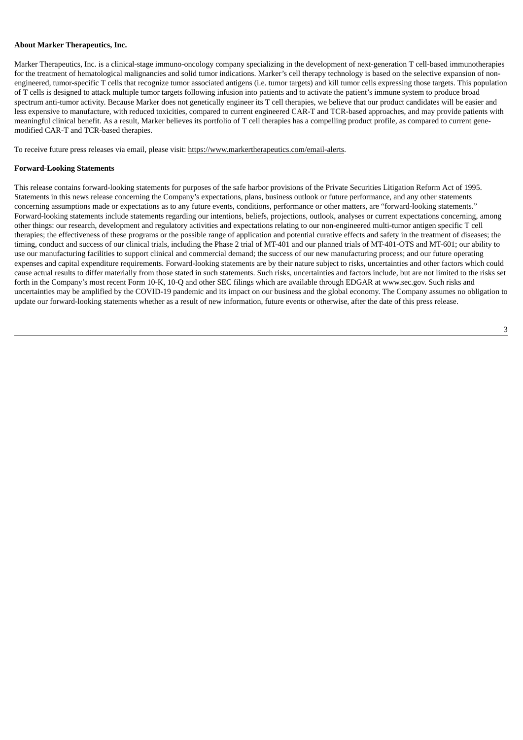**About Marker Therapeutics, Inc.**

Marker Therapeutics, Inc. is a clinical-stage immuno-oncology company specializing in the development of next-generation T cell-based immunotherapies for the treatment of hematological malignancies and solid tumor indications. Marker's cell therapy technology is based on the selective expansion of non-engineered, tumor-specific T cells that recognize tumor associated antigens (i.e. tumor targets) and kill tumor cells expressing those targets. This population of T cells is designed to attack multiple tumor targets following infusion into patients and to activate the patient's immune system to produce broad spectrum anti-tumor activity. Because Marker does not genetically engineer its T cell therapies, we believe that our product candidates will be easier and less expensive to manufacture, with reduced toxicities, compared to current engineered CAR-T and TCR-based approaches, and may provide patients with meaningful clinical benefit. As a result, Marker believes its portfolio of T cell therapies has a compelling product profile, as compared to current gene-modified CAR-T and TCR-based therapies.

To receive future press releases via email, please visit: https://www.markertherapeutics.com/email-alerts.

**Forward-Looking Statements**

This release contains forward-looking statements for purposes of the safe harbor provisions of the Private Securities Litigation Reform Act of 1995. Statements in this news release concerning the Company's expectations, plans, business outlook or future performance, and any other statements concerning assumptions made or expectations as to any future events, conditions, performance or other matters, are "forward-looking statements." Forward-looking statements include statements regarding our intentions, beliefs, projections, outlook, analyses or current expectations concerning, among other things: our research, development and regulatory activities and expectations relating to our non-engineered multi-tumor antigen specific T cell therapies; the effectiveness of these programs or the possible range of application and potential curative effects and safety in the treatment of diseases; the timing, conduct and success of our clinical trials, including the Phase 2 trial of MT-401 and our planned trials of MT-401-OTS and MT-601; our ability to use our manufacturing facilities to support clinical and commercial demand; the success of our new manufacturing process; and our future operating expenses and capital expenditure requirements. Forward-looking statements are by their nature subject to risks, uncertainties and other factors which could cause actual results to differ materially from those stated in such statements. Such risks, uncertainties and factors include, but are not limited to the risks set forth in the Company's most recent Form 10-K, 10-Q and other SEC filings which are available through EDGAR at www.sec.gov. Such risks and uncertainties may be amplified by the COVID-19 pandemic and its impact on our business and the global economy. The Company assumes no obligation to update our forward-looking statements whether as a result of new information, future events or otherwise, after the date of this press release.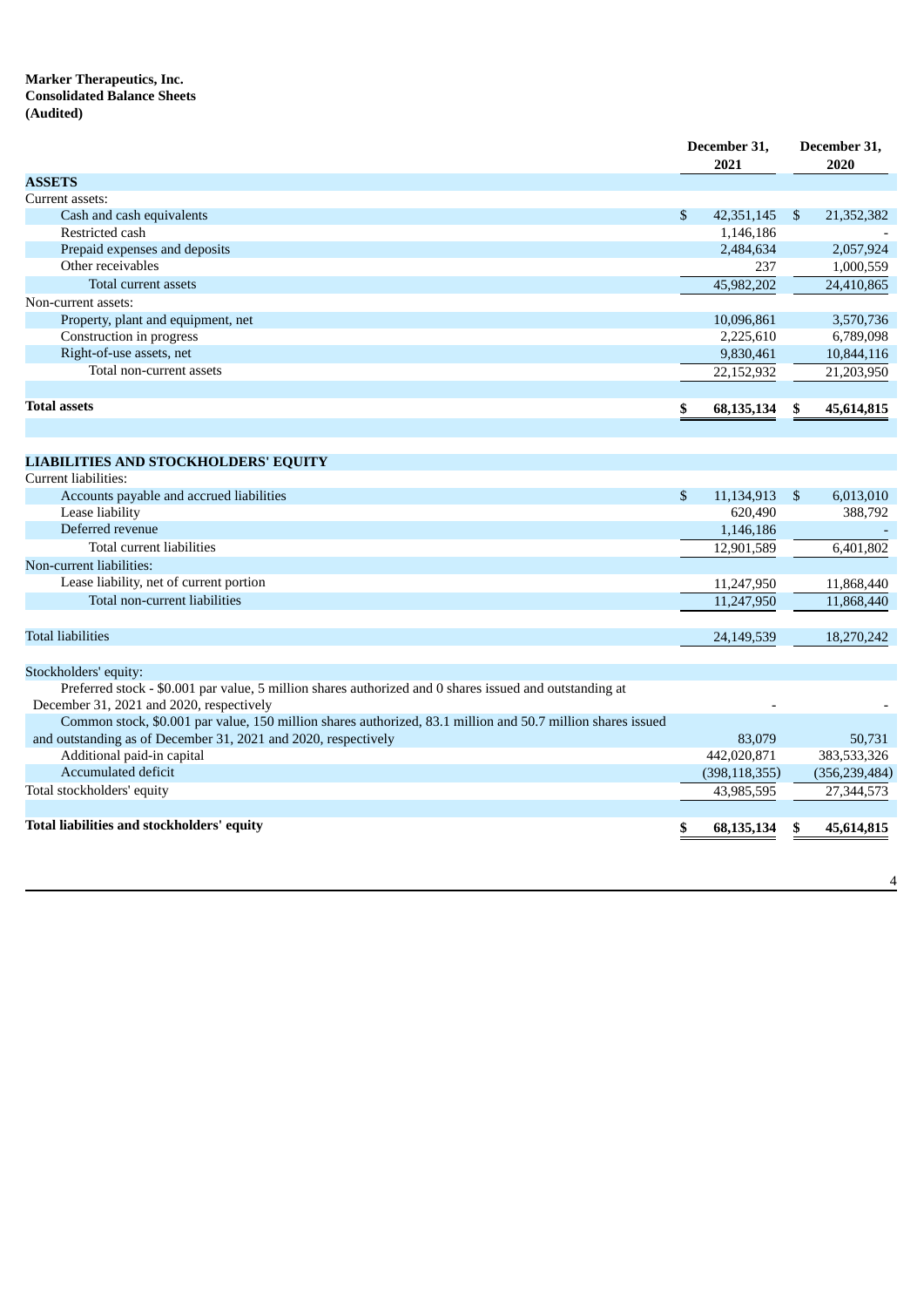**Marker Therapeutics, Inc.**
**Consolidated Balance Sheets**
**(Audited)**

| | December 31, 2021 | December 31, 2020 |
|---|---|---|
| **ASSETS** | | |
| Current assets: | | |
| Cash and cash equivalents | $ 42,351,145 | $ 21,352,382 |
| Restricted cash | 1,146,186 | - |
| Prepaid expenses and deposits | 2,484,634 | 2,057,924 |
| Other receivables | 237 | 1,000,559 |
| Total current assets | 45,982,202 | 24,410,865 |
| Non-current assets: | | |
| Property, plant and equipment, net | 10,096,861 | 3,570,736 |
| Construction in progress | 2,225,610 | 6,789,098 |
| Right-of-use assets, net | 9,830,461 | 10,844,116 |
| Total non-current assets | 22,152,932 | 21,203,950 |
| **Total assets** | **$ 68,135,134** | **$ 45,614,815** |
| | | |
| **LIABILITIES AND STOCKHOLDERS' EQUITY** | | |
| Current liabilities: | | |
| Accounts payable and accrued liabilities | $ 11,134,913 | $ 6,013,010 |
| Lease liability | 620,490 | 388,792 |
| Deferred revenue | 1,146,186 | - |
| Total current liabilities | 12,901,589 | 6,401,802 |
| Non-current liabilities: | | |
| Lease liability, net of current portion | 11,247,950 | 11,868,440 |
| Total non-current liabilities | 11,247,950 | 11,868,440 |
| Total liabilities | 24,149,539 | 18,270,242 |
| | | |
| Stockholders' equity: | | |
| Preferred stock - $0.001 par value, 5 million shares authorized and 0 shares issued and outstanding at December 31, 2021 and 2020, respectively | - | - |
| Common stock, $0.001 par value, 150 million shares authorized, 83.1 million and 50.7 million shares issued and outstanding as of December 31, 2021 and 2020, respectively | 83,079 | 50,731 |
| Additional paid-in capital | 442,020,871 | 383,533,326 |
| Accumulated deficit | (398,118,355) | (356,239,484) |
| Total stockholders' equity | 43,985,595 | 27,344,573 |
| **Total liabilities and stockholders' equity** | **$ 68,135,134** | **$ 45,614,815** |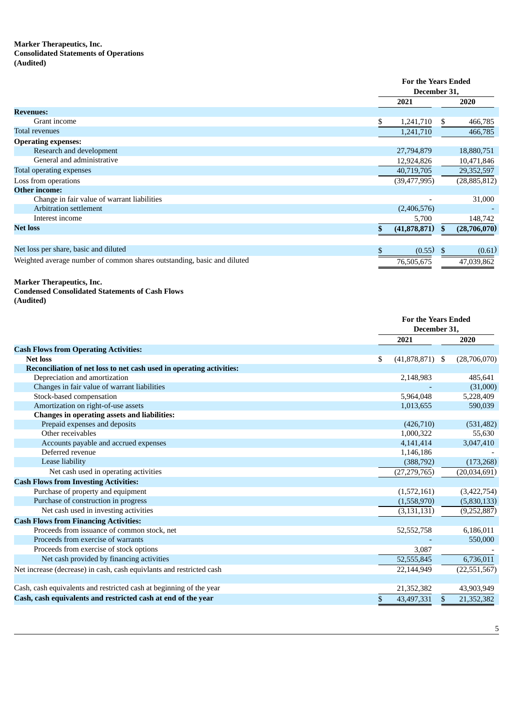**Marker Therapeutics, Inc.**
**Consolidated Statements of Operations**
**(Audited)**

| | For the Years Ended December 31, | |
|---|---|---|
| | 2021 | 2020 |
| **Revenues:** | | |
| Grant income | $ 1,241,710 | $ 466,785 |
| Total revenues | 1,241,710 | 466,785 |
| **Operating expenses:** | | |
| Research and development | 27,794,879 | 18,880,751 |
| General and administrative | 12,924,826 | 10,471,846 |
| Total operating expenses | 40,719,705 | 29,352,597 |
| Loss from operations | (39,477,995) | (28,885,812) |
| **Other income:** | | |
| Change in fair value of warrant liabilities | - | 31,000 |
| Arbitration settlement | (2,406,576) | - |
| Interest income | 5,700 | 148,742 |
| **Net loss** | **$ (41,878,871)** | **$ (28,706,070)** |
| | | |
| Net loss per share, basic and diluted | $ (0.55) | $ (0.61) |
| Weighted average number of common shares outstanding, basic and diluted | 76,505,675 | 47,039,862 |

**Marker Therapeutics, Inc.**
**Condensed Consolidated Statements of Cash Flows**
**(Audited)**

| | For the Years Ended December 31, | |
|---|---|---|
| | 2021 | 2020 |
| **Cash Flows from Operating Activities:** | | |
| **Net loss** | $ (41,878,871) | $ (28,706,070) |
| **Reconciliation of net loss to net cash used in operating activities:** | | |
| Depreciation and amortization | 2,148,983 | 485,641 |
| Changes in fair value of warrant liabilities | - | (31,000) |
| Stock-based compensation | 5,964,048 | 5,228,409 |
| Amortization on right-of-use assets | 1,013,655 | 590,039 |
| **Changes in operating assets and liabilities:** | | |
| Prepaid expenses and deposits | (426,710) | (531,482) |
| Other receivables | 1,000,322 | 55,630 |
| Accounts payable and accrued expenses | 4,141,414 | 3,047,410 |
| Deferred revenue | 1,146,186 | - |
| Lease liability | (388,792) | (173,268) |
| Net cash used in operating activities | (27,279,765) | (20,034,691) |
| **Cash Flows from Investing Activities:** | | |
| Purchase of property and equipment | (1,572,161) | (3,422,754) |
| Purchase of construction in progress | (1,558,970) | (5,830,133) |
| Net cash used in investing activities | (3,131,131) | (9,252,887) |
| **Cash Flows from Financing Activities:** | | |
| Proceeds from issuance of common stock, net | 52,552,758 | 6,186,011 |
| Proceeds from exercise of warrants | - | 550,000 |
| Proceeds from exercise of stock options | 3,087 | - |
| Net cash provided by financing activities | 52,555,845 | 6,736,011 |
| Net increase (decrease) in cash, cash equivlants and restricted cash | 22,144,949 | (22,551,567) |
| | | |
| Cash, cash equivalents and restricted cash at beginning of the year | 21,352,382 | 43,903,949 |
| **Cash, cash equivalents and restricted cash at end of the year** | $ 43,497,331 | $ 21,352,382 |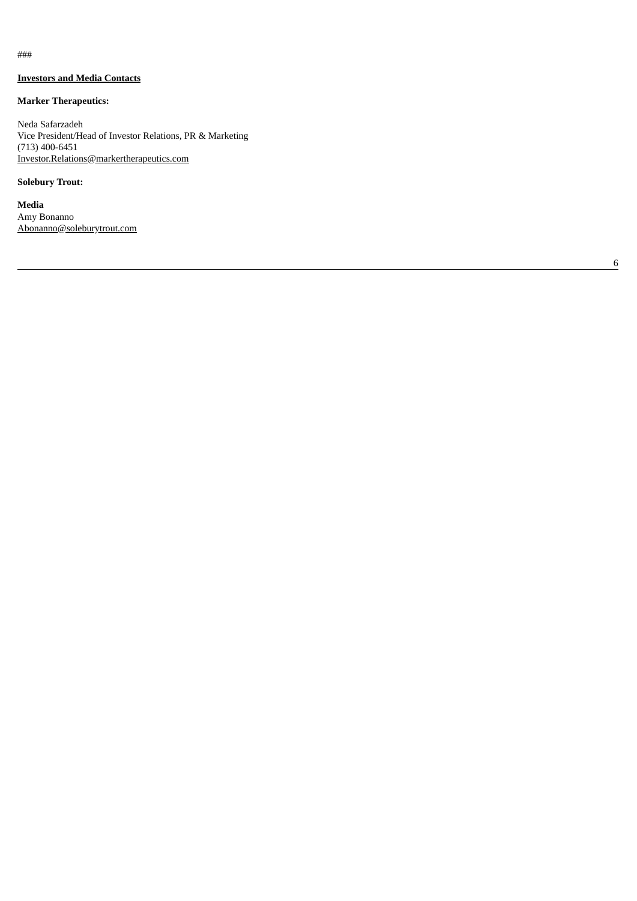###

**Investors and Media Contacts**

**Marker Therapeutics:**

Neda Safarzadeh
Vice President/Head of Investor Relations, PR & Marketing
(713) 400-6451
Investor.Relations@markertherapeutics.com

**Solebury Trout:**

**Media**
Amy Bonanno
Abonanno@soleburytrout.com